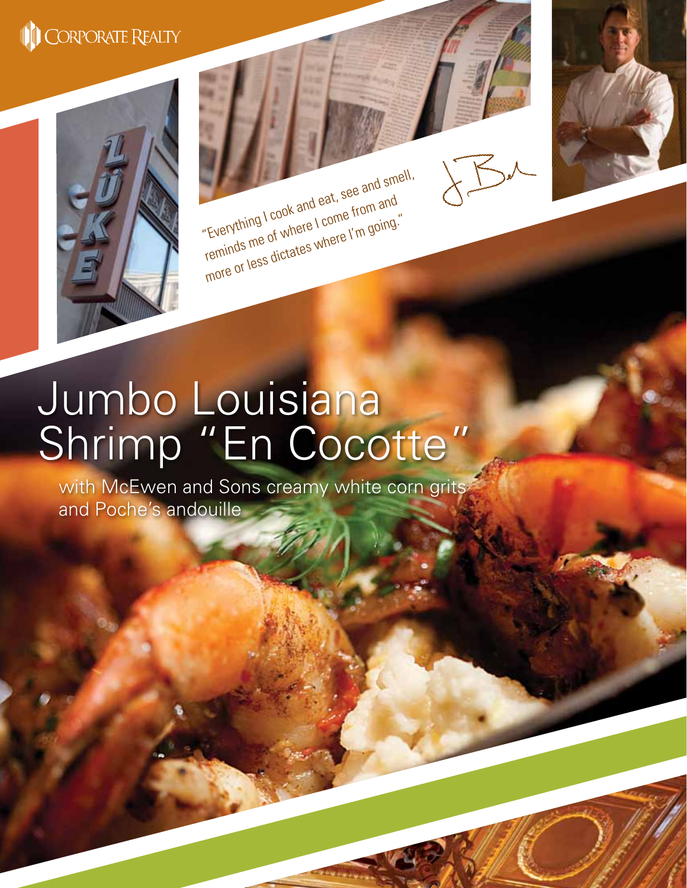CORPORATE REALTY

"Everything I cook and eat, see and smell, reminds me of where I come from and more or less dictates where I'm going."

# Jumbo Louisiana Shrimp "En Cocotte"

with McEwen and Sons creamy white corn grits and Poche's andouille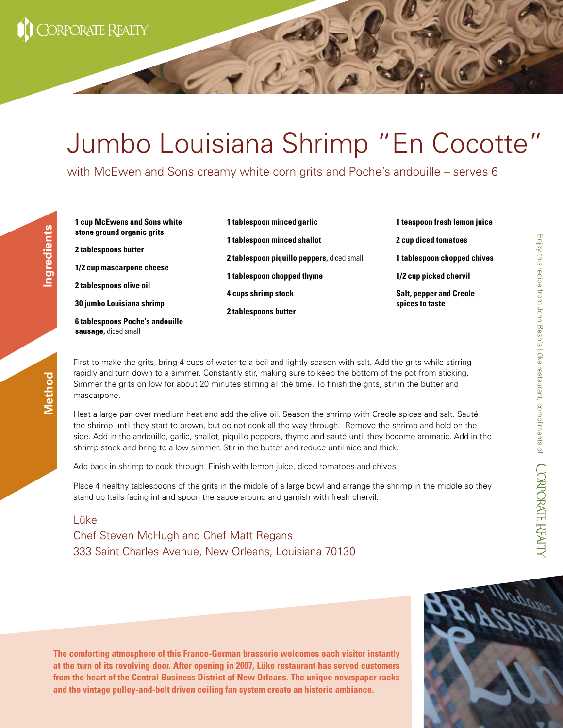# Jumbo Louisiana Shrimp "En Cocotte"

with McEwen and Sons creamy white corn grits and Poche's andouille – serves 6

## Ingredients

**1 cup McEwens and Sons white stone ground organic grits**

**2 tablespoons butter**

**1/2 cup mascarpone cheese**

**2 tablespoons olive oil**

**30 jumbo Louisiana shrimp**

**6 tablespoons Poche's andouille sausage,** diced small

**1 tablespoon minced garlic**

**1 tablespoon minced shallot**

**2 tablespoon piquillo peppers,** diced small

**1 tablespoon chopped thyme**

**4 cups shrimp stock**

**2 tablespoons butter**

**1 teaspoon fresh lemon juice**

**2 cup diced tomatoes**

**1 tablespoon chopped chives**

**1/2 cup picked chervil**

**Salt, pepper and Creole spices to taste**

## Method

First to make the grits, bring 4 cups of water to a boil and lightly season with salt. Add the grits while stirring rapidly and turn down to a simmer. Constantly stir, making sure to keep the bottom of the pot from sticking. Simmer the grits on low for about 20 minutes stirring all the time. To finish the grits, stir in the butter and mascarpone.

Heat a large pan over medium heat and add the olive oil. Season the shrimp with Creole spices and salt. Sauté the shrimp until they start to brown, but do not cook all the way through. Remove the shrimp and hold on the side. Add in the andouille, garlic, shallot, piquillo peppers, thyme and sauté until they become aromatic. Add in the shrimp stock and bring to a low simmer. Stir in the butter and reduce until nice and thick.

Add back in shrimp to cook through. Finish with lemon juice, diced tomatoes and chives.

Place 4 healthy tablespoons of the grits in the middle of a large bowl and arrange the shrimp in the middle so they stand up (tails facing in) and spoon the sauce around and garnish with fresh chervil.

Lüke
Chef Steven McHugh and Chef Matt Regans
333 Saint Charles Avenue, New Orleans, Louisiana 70130

Enjoy this recipe from John Besh's Lüke restaurant, compliments of Corporate Realty

**The comforting atmosphere of this Franco-German brasserie welcomes each visitor instantly at the turn of its revolving door. After opening in 2007, Lüke restaurant has served customers from the heart of the Central Business District of New Orleans. The unique newspaper racks and the vintage pulley-and-belt driven ceiling fan system create an historic ambiance.**